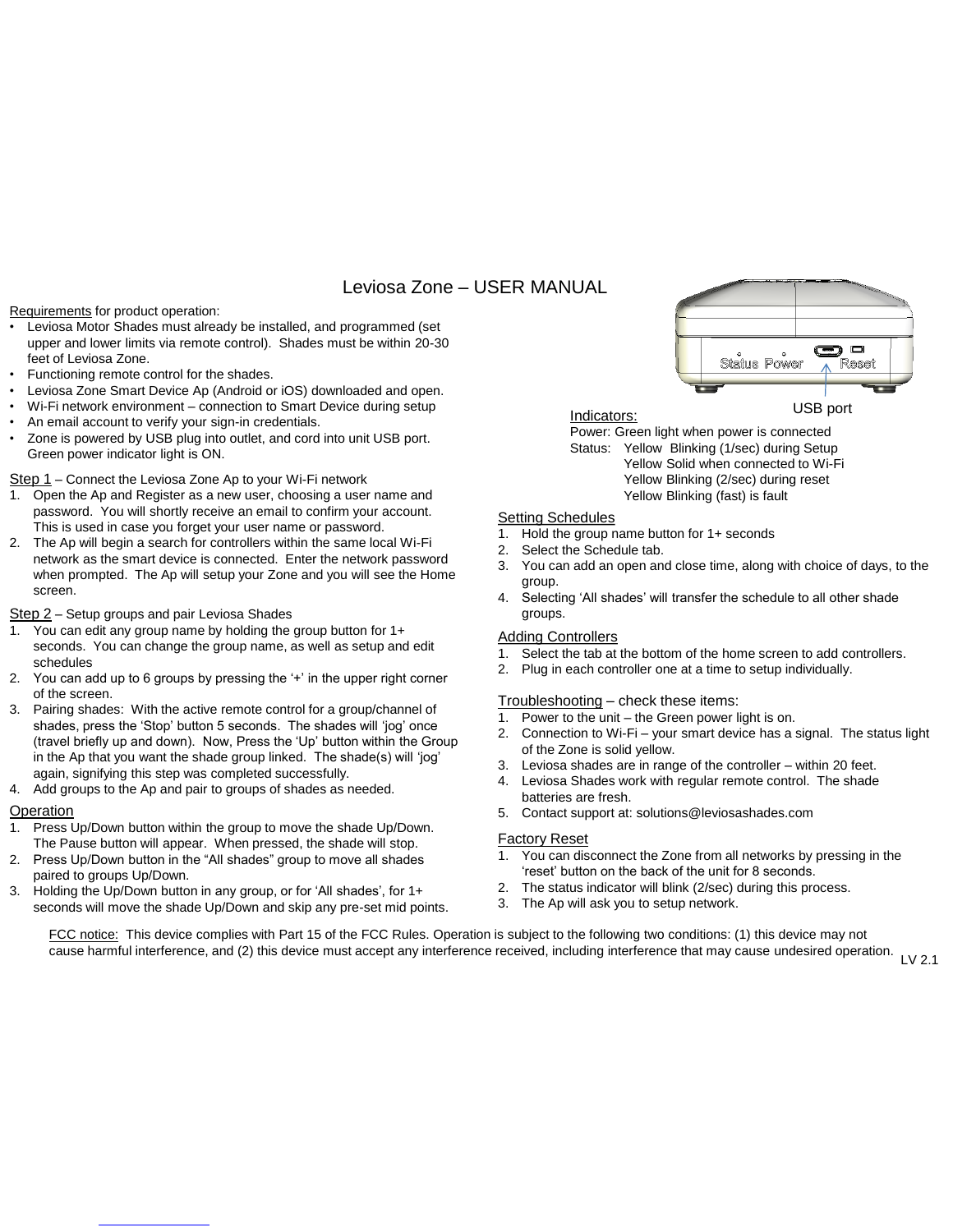# Leviosa Zone – USER MANUAL

Requirements for product operation:

- Leviosa Motor Shades must already be installed, and programmed (set upper and lower limits via remote control). Shades must be within 20-30 feet of Leviosa Zone.
- Functioning remote control for the shades.
- Leviosa Zone Smart Device Ap (Android or iOS) downloaded and open.
- Wi-Fi network environment – connection to Smart Device during setup
- An email account to verify your sign-in credentials.
- Zone is powered by USB plug into outlet, and cord into unit USB port. Green power indicator light is ON.

Step 1 – Connect the Leviosa Zone Ap to your Wi-Fi network

1. Open the Ap and Register as a new user, choosing a user name and password. You will shortly receive an email to confirm your account. This is used in case you forget your user name or password.
2. The Ap will begin a search for controllers within the same local Wi-Fi network as the smart device is connected. Enter the network password when prompted. The Ap will setup your Zone and you will see the Home screen.

Step 2 – Setup groups and pair Leviosa Shades

1. You can edit any group name by holding the group button for 1+ seconds. You can change the group name, as well as setup and edit schedules
2. You can add up to 6 groups by pressing the '+' in the upper right corner of the screen.
3. Pairing shades: With the active remote control for a group/channel of shades, press the 'Stop' button 5 seconds. The shades will 'jog' once (travel briefly up and down). Now, Press the 'Up' button within the Group in the Ap that you want the shade group linked. The shade(s) will 'jog' again, signifying this step was completed successfully.
4. Add groups to the Ap and pair to groups of shades as needed.

Operation

1. Press Up/Down button within the group to move the shade Up/Down. The Pause button will appear. When pressed, the shade will stop.
2. Press Up/Down button in the "All shades" group to move all shades paired to groups Up/Down.
3. Holding the Up/Down button in any group, or for 'All shades', for 1+ seconds will move the shade Up/Down and skip any pre-set mid points.

Status Power Reset

USB port

Indicators:

Power: Green light when power is connected

Status: Yellow Blinking (1/sec) during Setup
Yellow Solid when connected to Wi-Fi
Yellow Blinking (2/sec) during reset
Yellow Blinking (fast) is fault

Setting Schedules

1. Hold the group name button for 1+ seconds
2. Select the Schedule tab.
3. You can add an open and close time, along with choice of days, to the group.
4. Selecting 'All shades' will transfer the schedule to all other shade groups.

Adding Controllers

1. Select the tab at the bottom of the home screen to add controllers.
2. Plug in each controller one at a time to setup individually.

Troubleshooting – check these items:

1. Power to the unit – the Green power light is on.
2. Connection to Wi-Fi – your smart device has a signal. The status light of the Zone is solid yellow.
3. Leviosa shades are in range of the controller – within 20 feet.
4. Leviosa Shades work with regular remote control. The shade batteries are fresh.
5. Contact support at: solutions@leviosashades.com

Factory Reset

1. You can disconnect the Zone from all networks by pressing in the 'reset' button on the back of the unit for 8 seconds.
2. The status indicator will blink (2/sec) during this process.
3. The Ap will ask you to setup network.

FCC notice: This device complies with Part 15 of the FCC Rules. Operation is subject to the following two conditions: (1) this device may not cause harmful interference, and (2) this device must accept any interference received, including interference that may cause undesired operation.

LV 2.1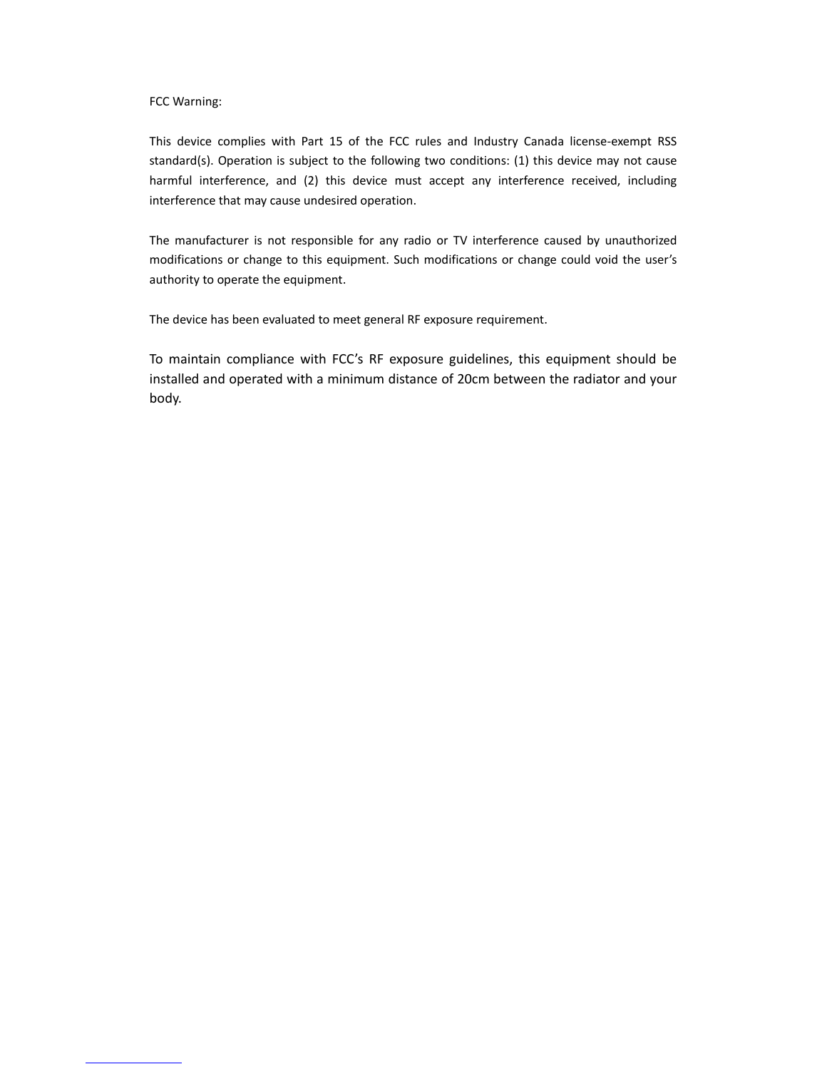FCC Warning:

This device complies with Part 15 of the FCC rules and Industry Canada license-exempt RSS standard(s). Operation is subject to the following two conditions: (1) this device may not cause harmful interference, and (2) this device must accept any interference received, including interference that may cause undesired operation.

The manufacturer is not responsible for any radio or TV interference caused by unauthorized modifications or change to this equipment. Such modifications or change could void the user's authority to operate the equipment.

The device has been evaluated to meet general RF exposure requirement.

To maintain compliance with FCC's RF exposure guidelines, this equipment should be installed and operated with a minimum distance of 20cm between the radiator and your body.